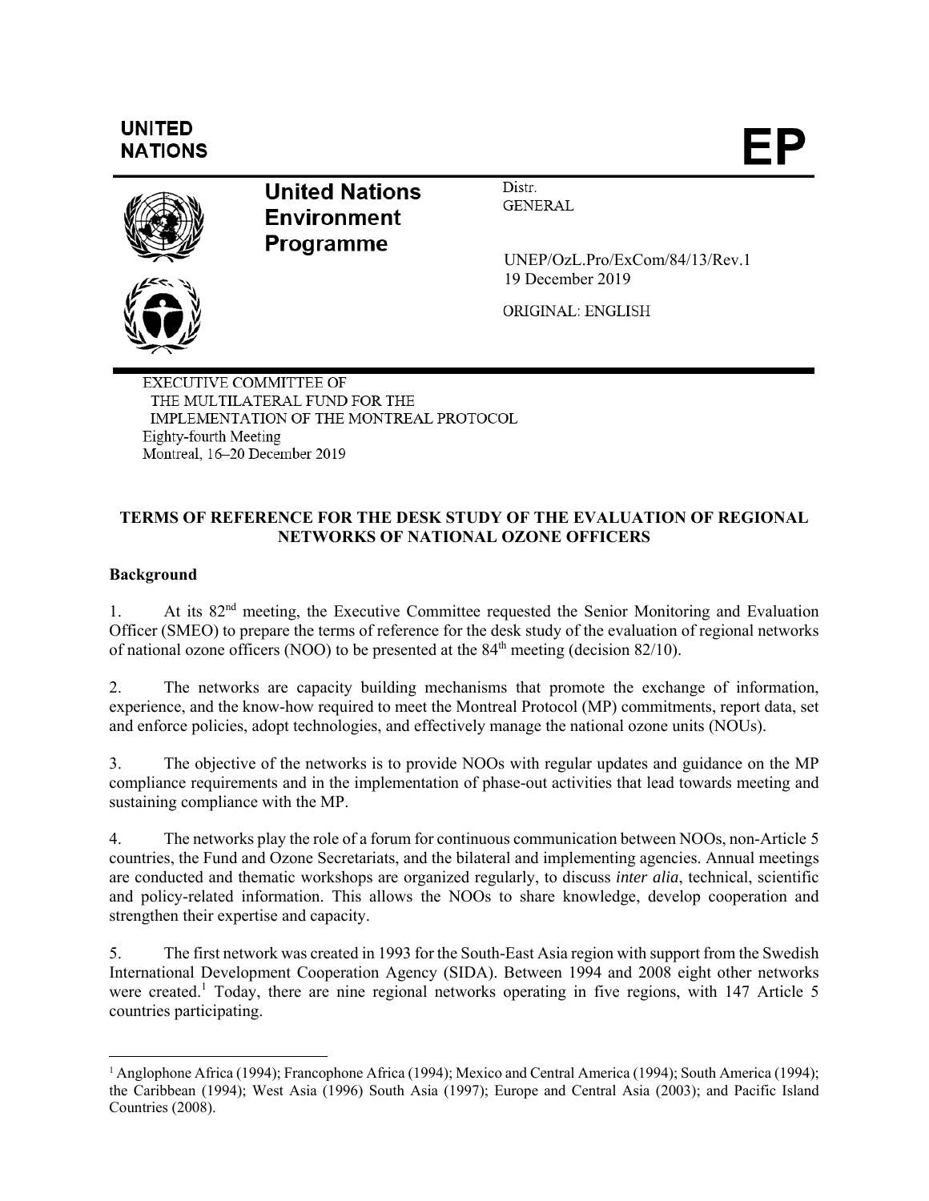UNITED NATIONS

EP

**United Nations Environment Programme**

Distr. GENERAL

UNEP/OzL.Pro/ExCom/84/13/Rev.1
19 December 2019

ORIGINAL: ENGLISH

EXECUTIVE COMMITTEE OF
THE MULTILATERAL FUND FOR THE
IMPLEMENTATION OF THE MONTREAL PROTOCOL
Eighty-fourth Meeting
Montreal, 16–20 December 2019

# TERMS OF REFERENCE FOR THE DESK STUDY OF THE EVALUATION OF REGIONAL NETWORKS OF NATIONAL OZONE OFFICERS

## Background

1. At its 82nd meeting, the Executive Committee requested the Senior Monitoring and Evaluation Officer (SMEO) to prepare the terms of reference for the desk study of the evaluation of regional networks of national ozone officers (NOO) to be presented at the 84th meeting (decision 82/10).

2. The networks are capacity building mechanisms that promote the exchange of information, experience, and the know-how required to meet the Montreal Protocol (MP) commitments, report data, set and enforce policies, adopt technologies, and effectively manage the national ozone units (NOUs).

3. The objective of the networks is to provide NOOs with regular updates and guidance on the MP compliance requirements and in the implementation of phase-out activities that lead towards meeting and sustaining compliance with the MP.

4. The networks play the role of a forum for continuous communication between NOOs, non-Article 5 countries, the Fund and Ozone Secretariats, and the bilateral and implementing agencies. Annual meetings are conducted and thematic workshops are organized regularly, to discuss *inter alia*, technical, scientific and policy-related information. This allows the NOOs to share knowledge, develop cooperation and strengthen their expertise and capacity.

5. The first network was created in 1993 for the South-East Asia region with support from the Swedish International Development Cooperation Agency (SIDA). Between 1994 and 2008 eight other networks were created.[1] Today, there are nine regional networks operating in five regions, with 147 Article 5 countries participating.

[1] Anglophone Africa (1994); Francophone Africa (1994); Mexico and Central America (1994); South America (1994); the Caribbean (1994); West Asia (1996) South Asia (1997); Europe and Central Asia (2003); and Pacific Island Countries (2008).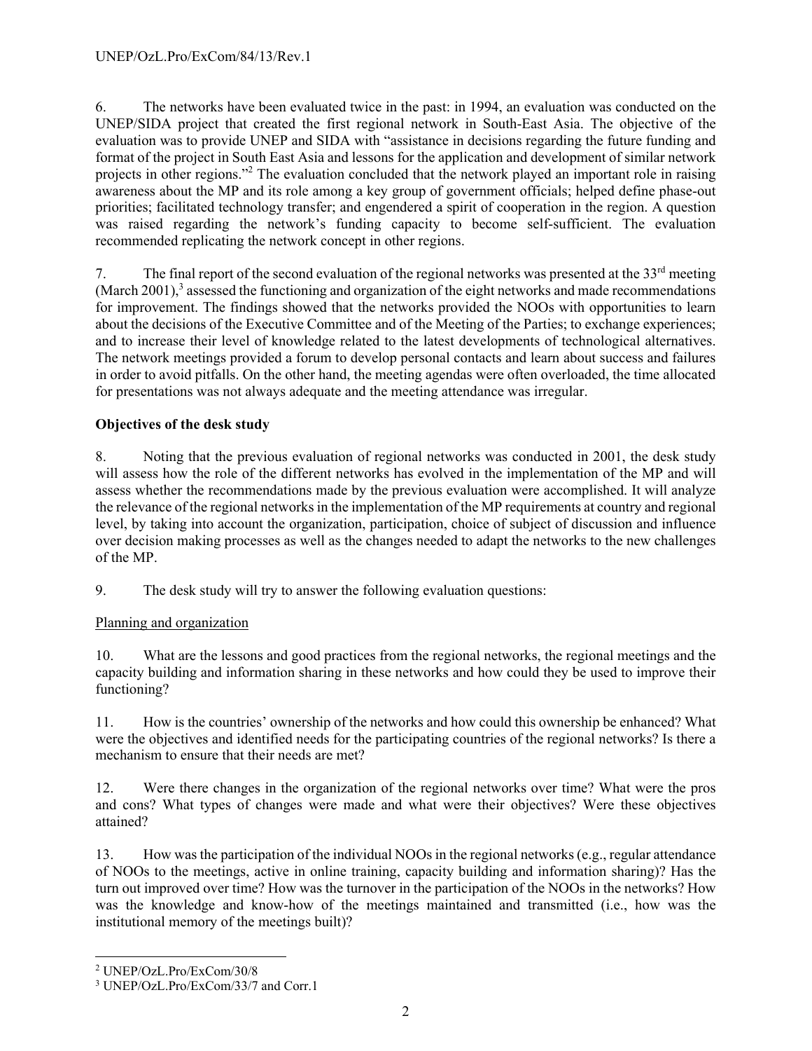6. The networks have been evaluated twice in the past: in 1994, an evaluation was conducted on the UNEP/SIDA project that created the first regional network in South-East Asia. The objective of the evaluation was to provide UNEP and SIDA with "assistance in decisions regarding the future funding and format of the project in South East Asia and lessons for the application and development of similar network projects in other regions."[2] The evaluation concluded that the network played an important role in raising awareness about the MP and its role among a key group of government officials; helped define phase-out priorities; facilitated technology transfer; and engendered a spirit of cooperation in the region. A question was raised regarding the network's funding capacity to become self-sufficient. The evaluation recommended replicating the network concept in other regions.

7. The final report of the second evaluation of the regional networks was presented at the 33rd meeting (March 2001),[3] assessed the functioning and organization of the eight networks and made recommendations for improvement. The findings showed that the networks provided the NOOs with opportunities to learn about the decisions of the Executive Committee and of the Meeting of the Parties; to exchange experiences; and to increase their level of knowledge related to the latest developments of technological alternatives. The network meetings provided a forum to develop personal contacts and learn about success and failures in order to avoid pitfalls. On the other hand, the meeting agendas were often overloaded, the time allocated for presentations was not always adequate and the meeting attendance was irregular.

**Objectives of the desk study**

8. Noting that the previous evaluation of regional networks was conducted in 2001, the desk study will assess how the role of the different networks has evolved in the implementation of the MP and will assess whether the recommendations made by the previous evaluation were accomplished. It will analyze the relevance of the regional networks in the implementation of the MP requirements at country and regional level, by taking into account the organization, participation, choice of subject of discussion and influence over decision making processes as well as the changes needed to adapt the networks to the new challenges of the MP.

9. The desk study will try to answer the following evaluation questions:

<u>Planning and organization</u>

10. What are the lessons and good practices from the regional networks, the regional meetings and the capacity building and information sharing in these networks and how could they be used to improve their functioning?

11. How is the countries' ownership of the networks and how could this ownership be enhanced? What were the objectives and identified needs for the participating countries of the regional networks? Is there a mechanism to ensure that their needs are met?

12. Were there changes in the organization of the regional networks over time? What were the pros and cons? What types of changes were made and what were their objectives? Were these objectives attained?

13. How was the participation of the individual NOOs in the regional networks (e.g., regular attendance of NOOs to the meetings, active in online training, capacity building and information sharing)? Has the turn out improved over time? How was the turnover in the participation of the NOOs in the networks? How was the knowledge and know-how of the meetings maintained and transmitted (i.e., how was the institutional memory of the meetings built)?

---

[2] UNEP/OzL.Pro/ExCom/30/8

[3] UNEP/OzL.Pro/ExCom/33/7 and Corr.1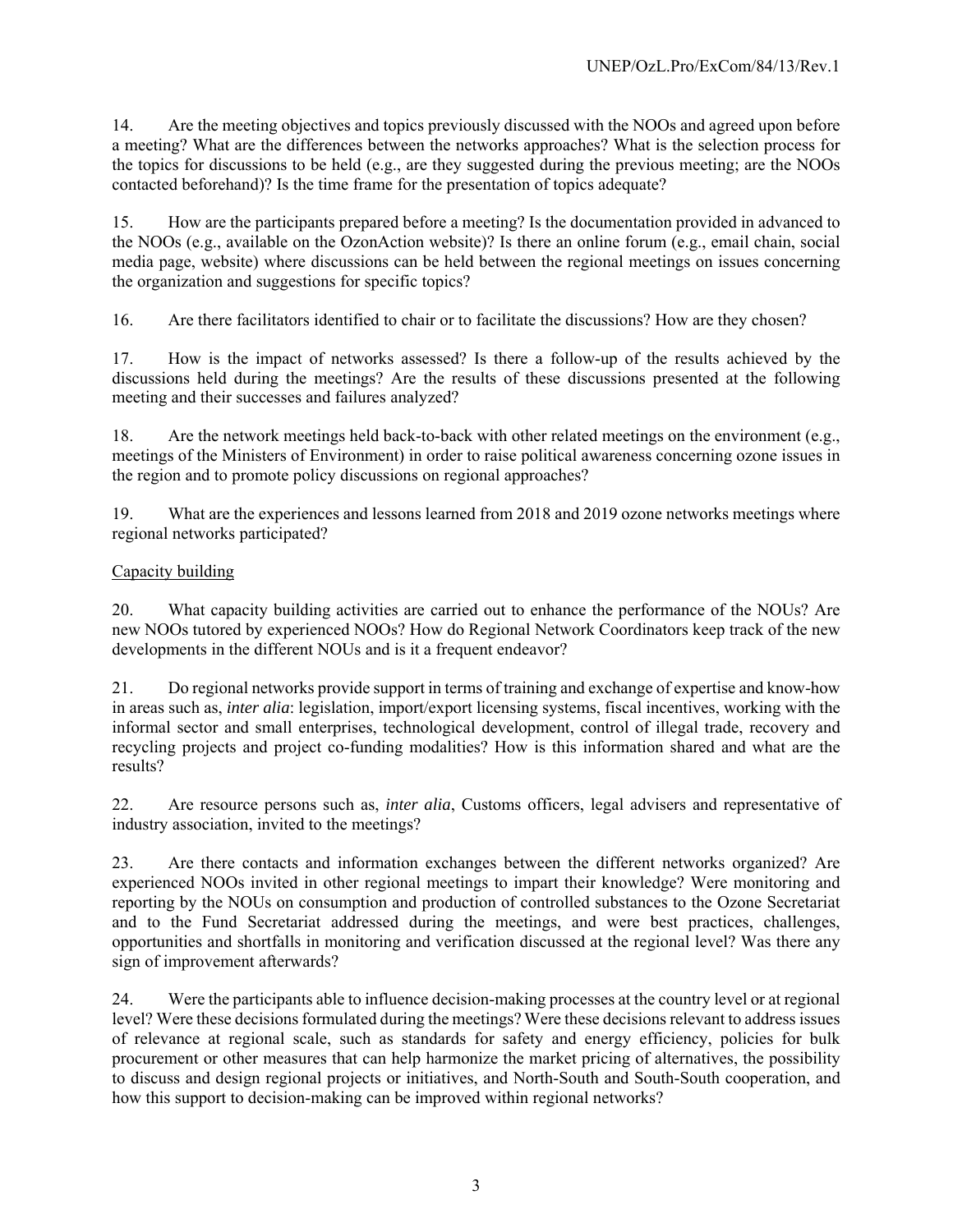14. Are the meeting objectives and topics previously discussed with the NOOs and agreed upon before a meeting? What are the differences between the networks approaches? What is the selection process for the topics for discussions to be held (e.g., are they suggested during the previous meeting; are the NOOs contacted beforehand)? Is the time frame for the presentation of topics adequate?

15. How are the participants prepared before a meeting? Is the documentation provided in advanced to the NOOs (e.g., available on the OzonAction website)? Is there an online forum (e.g., email chain, social media page, website) where discussions can be held between the regional meetings on issues concerning the organization and suggestions for specific topics?

16. Are there facilitators identified to chair or to facilitate the discussions? How are they chosen?

17. How is the impact of networks assessed? Is there a follow-up of the results achieved by the discussions held during the meetings? Are the results of these discussions presented at the following meeting and their successes and failures analyzed?

18. Are the network meetings held back-to-back with other related meetings on the environment (e.g., meetings of the Ministers of Environment) in order to raise political awareness concerning ozone issues in the region and to promote policy discussions on regional approaches?

19. What are the experiences and lessons learned from 2018 and 2019 ozone networks meetings where regional networks participated?

<u>Capacity building</u>

20. What capacity building activities are carried out to enhance the performance of the NOUs? Are new NOOs tutored by experienced NOOs? How do Regional Network Coordinators keep track of the new developments in the different NOUs and is it a frequent endeavor?

21. Do regional networks provide support in terms of training and exchange of expertise and know-how in areas such as, *inter alia*: legislation, import/export licensing systems, fiscal incentives, working with the informal sector and small enterprises, technological development, control of illegal trade, recovery and recycling projects and project co-funding modalities? How is this information shared and what are the results?

22. Are resource persons such as, *inter alia*, Customs officers, legal advisers and representative of industry association, invited to the meetings?

23. Are there contacts and information exchanges between the different networks organized? Are experienced NOOs invited in other regional meetings to impart their knowledge? Were monitoring and reporting by the NOUs on consumption and production of controlled substances to the Ozone Secretariat and to the Fund Secretariat addressed during the meetings, and were best practices, challenges, opportunities and shortfalls in monitoring and verification discussed at the regional level? Was there any sign of improvement afterwards?

24. Were the participants able to influence decision-making processes at the country level or at regional level? Were these decisions formulated during the meetings? Were these decisions relevant to address issues of relevance at regional scale, such as standards for safety and energy efficiency, policies for bulk procurement or other measures that can help harmonize the market pricing of alternatives, the possibility to discuss and design regional projects or initiatives, and North-South and South-South cooperation, and how this support to decision-making can be improved within regional networks?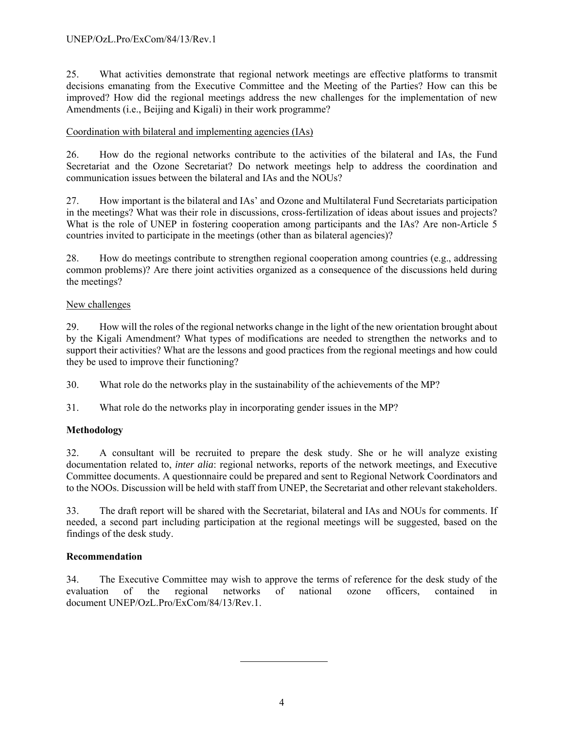25. What activities demonstrate that regional network meetings are effective platforms to transmit decisions emanating from the Executive Committee and the Meeting of the Parties? How can this be improved? How did the regional meetings address the new challenges for the implementation of new Amendments (i.e., Beijing and Kigali) in their work programme?

Coordination with bilateral and implementing agencies (IAs)

26. How do the regional networks contribute to the activities of the bilateral and IAs, the Fund Secretariat and the Ozone Secretariat? Do network meetings help to address the coordination and communication issues between the bilateral and IAs and the NOUs?

27. How important is the bilateral and IAs' and Ozone and Multilateral Fund Secretariats participation in the meetings? What was their role in discussions, cross-fertilization of ideas about issues and projects? What is the role of UNEP in fostering cooperation among participants and the IAs? Are non-Article 5 countries invited to participate in the meetings (other than as bilateral agencies)?

28. How do meetings contribute to strengthen regional cooperation among countries (e.g., addressing common problems)? Are there joint activities organized as a consequence of the discussions held during the meetings?

New challenges

29. How will the roles of the regional networks change in the light of the new orientation brought about by the Kigali Amendment? What types of modifications are needed to strengthen the networks and to support their activities? What are the lessons and good practices from the regional meetings and how could they be used to improve their functioning?

30. What role do the networks play in the sustainability of the achievements of the MP?

31. What role do the networks play in incorporating gender issues in the MP?

**Methodology**

32. A consultant will be recruited to prepare the desk study. She or he will analyze existing documentation related to, *inter alia*: regional networks, reports of the network meetings, and Executive Committee documents. A questionnaire could be prepared and sent to Regional Network Coordinators and to the NOOs. Discussion will be held with staff from UNEP, the Secretariat and other relevant stakeholders.

33. The draft report will be shared with the Secretariat, bilateral and IAs and NOUs for comments. If needed, a second part including participation at the regional meetings will be suggested, based on the findings of the desk study.

**Recommendation**

34. The Executive Committee may wish to approve the terms of reference for the desk study of the evaluation of the regional networks of national ozone officers, contained in document UNEP/OzL.Pro/ExCom/84/13/Rev.1.